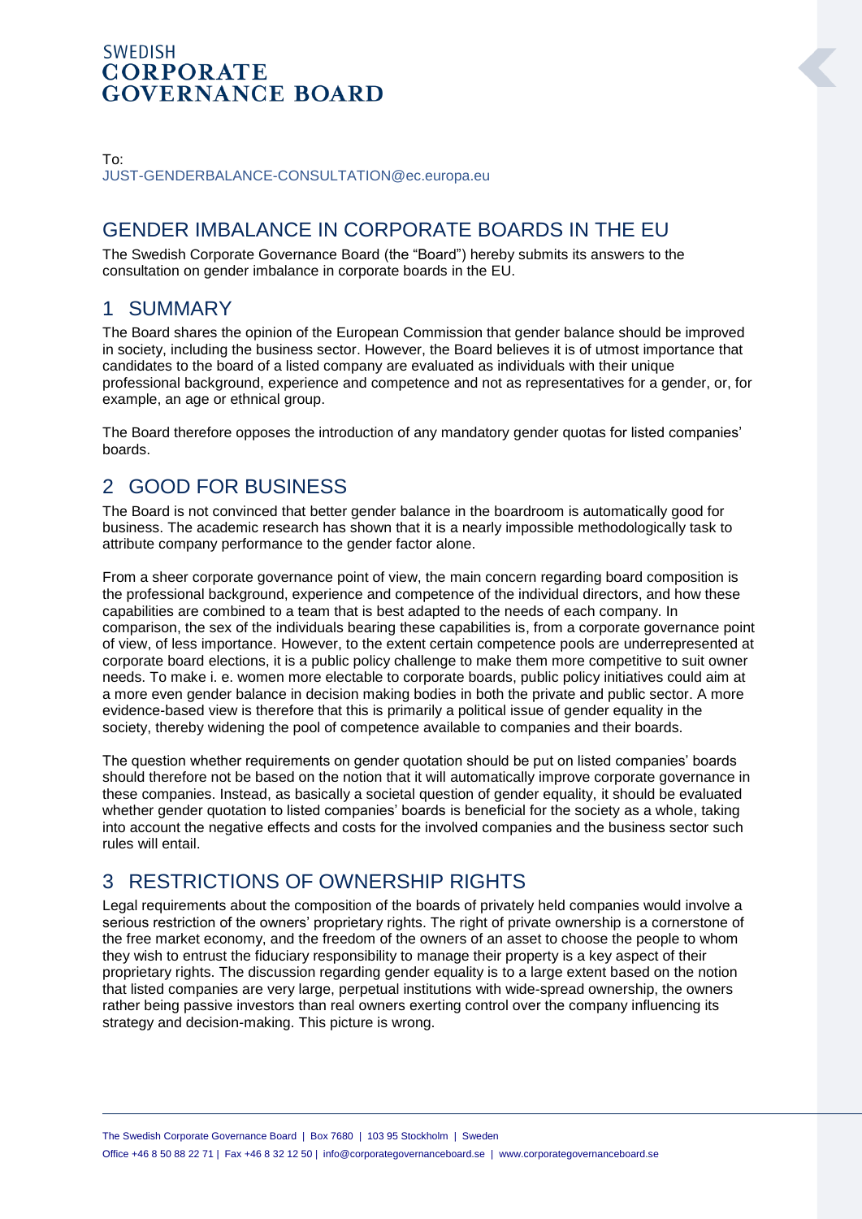SWEDISH
**CORPORATE**
**GOVERNANCE BOARD**

To:
JUST-GENDERBALANCE-CONSULTATION@ec.europa.eu

# GENDER IMBALANCE IN CORPORATE BOARDS IN THE EU

The Swedish Corporate Governance Board (the "Board") hereby submits its answers to the consultation on gender imbalance in corporate boards in the EU.

## 1 SUMMARY

The Board shares the opinion of the European Commission that gender balance should be improved in society, including the business sector. However, the Board believes it is of utmost importance that candidates to the board of a listed company are evaluated as individuals with their unique professional background, experience and competence and not as representatives for a gender, or, for example, an age or ethnical group.

The Board therefore opposes the introduction of any mandatory gender quotas for listed companies' boards.

## 2 GOOD FOR BUSINESS

The Board is not convinced that better gender balance in the boardroom is automatically good for business. The academic research has shown that it is a nearly impossible methodologically task to attribute company performance to the gender factor alone.

From a sheer corporate governance point of view, the main concern regarding board composition is the professional background, experience and competence of the individual directors, and how these capabilities are combined to a team that is best adapted to the needs of each company. In comparison, the sex of the individuals bearing these capabilities is, from a corporate governance point of view, of less importance. However, to the extent certain competence pools are underrepresented at corporate board elections, it is a public policy challenge to make them more competitive to suit owner needs. To make i. e. women more electable to corporate boards, public policy initiatives could aim at a more even gender balance in decision making bodies in both the private and public sector. A more evidence-based view is therefore that this is primarily a political issue of gender equality in the society, thereby widening the pool of competence available to companies and their boards.

The question whether requirements on gender quotation should be put on listed companies' boards should therefore not be based on the notion that it will automatically improve corporate governance in these companies. Instead, as basically a societal question of gender equality, it should be evaluated whether gender quotation to listed companies' boards is beneficial for the society as a whole, taking into account the negative effects and costs for the involved companies and the business sector such rules will entail.

## 3 RESTRICTIONS OF OWNERSHIP RIGHTS

Legal requirements about the composition of the boards of privately held companies would involve a serious restriction of the owners' proprietary rights. The right of private ownership is a cornerstone of the free market economy, and the freedom of the owners of an asset to choose the people to whom they wish to entrust the fiduciary responsibility to manage their property is a key aspect of their proprietary rights. The discussion regarding gender equality is to a large extent based on the notion that listed companies are very large, perpetual institutions with wide-spread ownership, the owners rather being passive investors than real owners exerting control over the company influencing its strategy and decision-making. This picture is wrong.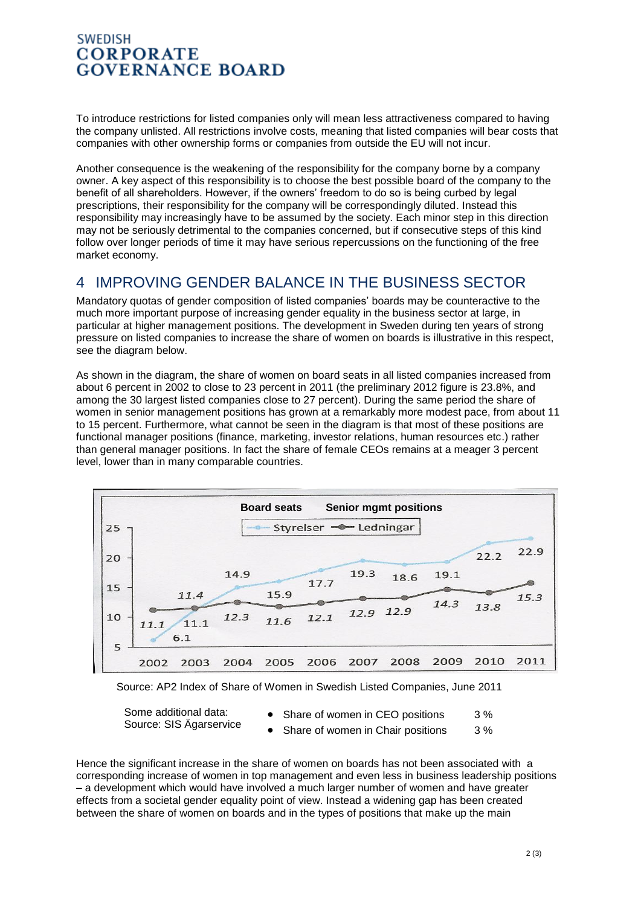To introduce restrictions for listed companies only will mean less attractiveness compared to having the company unlisted. All restrictions involve costs, meaning that listed companies will bear costs that companies with other ownership forms or companies from outside the EU will not incur.

Another consequence is the weakening of the responsibility for the company borne by a company owner. A key aspect of this responsibility is to choose the best possible board of the company to the benefit of all shareholders. However, if the owners' freedom to do so is being curbed by legal prescriptions, their responsibility for the company will be correspondingly diluted. Instead this responsibility may increasingly have to be assumed by the society. Each minor step in this direction may not be seriously detrimental to the companies concerned, but if consecutive steps of this kind follow over longer periods of time it may have serious repercussions on the functioning of the free market economy.

## 4 IMPROVING GENDER BALANCE IN THE BUSINESS SECTOR

Mandatory quotas of gender composition of listed companies' boards may be counteractive to the much more important purpose of increasing gender equality in the business sector at large, in particular at higher management positions. The development in Sweden during ten years of strong pressure on listed companies to increase the share of women on boards is illustrative in this respect, see the diagram below.

As shown in the diagram, the share of women on board seats in all listed companies increased from about 6 percent in 2002 to close to 23 percent in 2011 (the preliminary 2012 figure is 23.8%, and among the 30 largest listed companies close to 27 percent). During the same period the share of women in senior management positions has grown at a remarkably more modest pace, from about 11 to 15 percent. Furthermore, what cannot be seen in the diagram is that most of these positions are functional manager positions (finance, marketing, investor relations, human resources etc.) rather than general manager positions. In fact the share of female CEOs remains at a meager 3 percent level, lower than in many comparable countries.

Source: AP2 Index of Share of Women in Swedish Listed Companies, June 2011

Some additional data:
Source: SIS Ägarservice

- Share of women in CEO positions 3 %
- Share of women in Chair positions 3 %

Hence the significant increase in the share of women on boards has not been associated with a corresponding increase of women in top management and even less in business leadership positions – a development which would have involved a much larger number of women and have greater effects from a societal gender equality point of view. Instead a widening gap has been created between the share of women on boards and in the types of positions that make up the main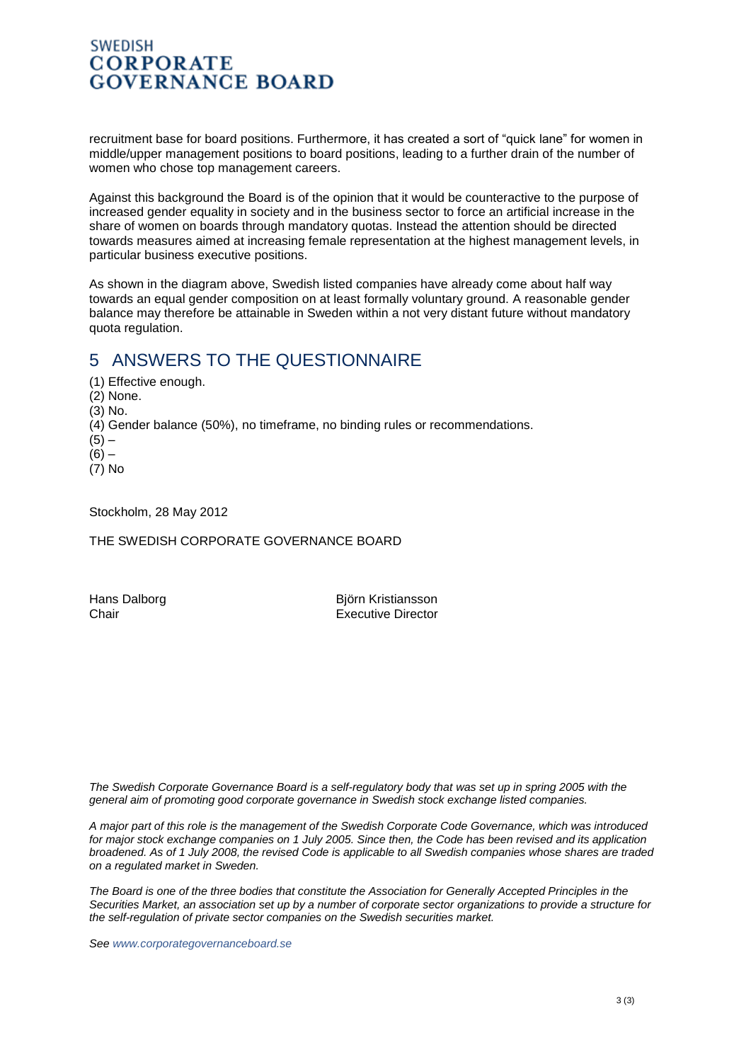recruitment base for board positions. Furthermore, it has created a sort of "quick lane" for women in middle/upper management positions to board positions, leading to a further drain of the number of women who chose top management careers.

Against this background the Board is of the opinion that it would be counteractive to the purpose of increased gender equality in society and in the business sector to force an artificial increase in the share of women on boards through mandatory quotas. Instead the attention should be directed towards measures aimed at increasing female representation at the highest management levels, in particular business executive positions.

As shown in the diagram above, Swedish listed companies have already come about half way towards an equal gender composition on at least formally voluntary ground. A reasonable gender balance may therefore be attainable in Sweden within a not very distant future without mandatory quota regulation.

## 5 ANSWERS TO THE QUESTIONNAIRE

(1) Effective enough.
(2) None.
(3) No.
(4) Gender balance (50%), no timeframe, no binding rules or recommendations.
(5) –
(6) –
(7) No

Stockholm, 28 May 2012

THE SWEDISH CORPORATE GOVERNANCE BOARD

| | |
|---|---|
| Hans Dalborg | Björn Kristiansson |
| Chair | Executive Director |

*The Swedish Corporate Governance Board is a self-regulatory body that was set up in spring 2005 with the general aim of promoting good corporate governance in Swedish stock exchange listed companies.*

*A major part of this role is the management of the Swedish Corporate Code Governance, which was introduced for major stock exchange companies on 1 July 2005. Since then, the Code has been revised and its application broadened. As of 1 July 2008, the revised Code is applicable to all Swedish companies whose shares are traded on a regulated market in Sweden.*

*The Board is one of the three bodies that constitute the Association for Generally Accepted Principles in the Securities Market, an association set up by a number of corporate sector organizations to provide a structure for the self-regulation of private sector companies on the Swedish securities market.*

*See www.corporategovernanceboard.se*